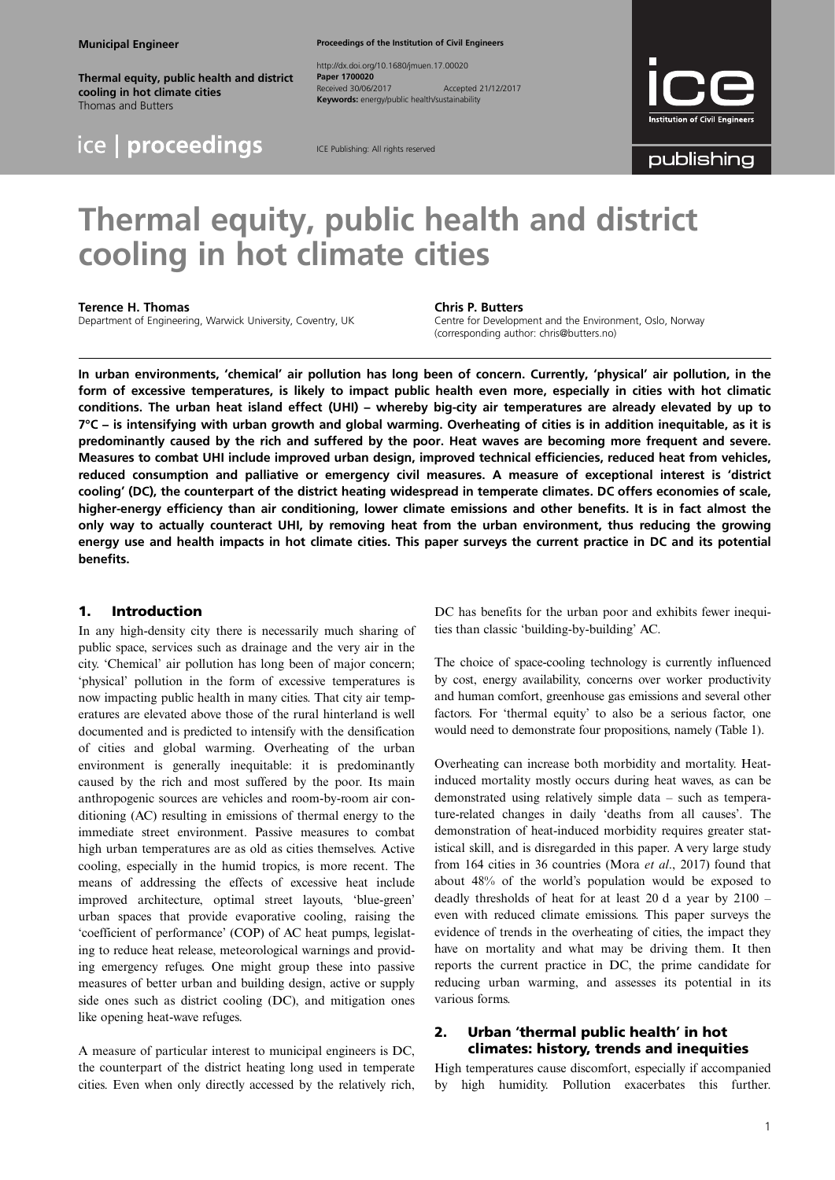**Municipal Engineer**

**Thermal equity, public health and district cooling in hot climate cities**
Thomas and Butters

**Proceedings of the Institution of Civil Engineers**

http://dx.doi.org/10.1680/jmuen.17.00020
**Paper 1700020**
Received 30/06/2017 Accepted 21/12/2017
**Keywords:** energy/public health/sustainability

ICE Publishing: All rights reserved

# Thermal equity, public health and district cooling in hot climate cities

**Terence H. Thomas**
Department of Engineering, Warwick University, Coventry, UK

**Chris P. Butters**
Centre for Development and the Environment, Oslo, Norway
(corresponding author: chris@butters.no)

**In urban environments, 'chemical' air pollution has long been of concern. Currently, 'physical' air pollution, in the form of excessive temperatures, is likely to impact public health even more, especially in cities with hot climatic conditions. The urban heat island effect (UHI) – whereby big-city air temperatures are already elevated by up to 7°C – is intensifying with urban growth and global warming. Overheating of cities is in addition inequitable, as it is predominantly caused by the rich and suffered by the poor. Heat waves are becoming more frequent and severe. Measures to combat UHI include improved urban design, improved technical efficiencies, reduced heat from vehicles, reduced consumption and palliative or emergency civil measures. A measure of exceptional interest is 'district cooling' (DC), the counterpart of the district heating widespread in temperate climates. DC offers economies of scale, higher-energy efficiency than air conditioning, lower climate emissions and other benefits. It is in fact almost the only way to actually counteract UHI, by removing heat from the urban environment, thus reducing the growing energy use and health impacts in hot climate cities. This paper surveys the current practice in DC and its potential benefits.**

## 1. Introduction

In any high-density city there is necessarily much sharing of public space, services such as drainage and the very air in the city. 'Chemical' air pollution has long been of major concern; 'physical' pollution in the form of excessive temperatures is now impacting public health in many cities. That city air temperatures are elevated above those of the rural hinterland is well documented and is predicted to intensify with the densification of cities and global warming. Overheating of the urban environment is generally inequitable: it is predominantly caused by the rich and most suffered by the poor. Its main anthropogenic sources are vehicles and room-by-room air conditioning (AC) resulting in emissions of thermal energy to the immediate street environment. Passive measures to combat high urban temperatures are as old as cities themselves. Active cooling, especially in the humid tropics, is more recent. The means of addressing the effects of excessive heat include improved architecture, optimal street layouts, 'blue-green' urban spaces that provide evaporative cooling, raising the 'coefficient of performance' (COP) of AC heat pumps, legislating to reduce heat release, meteorological warnings and providing emergency refuges. One might group these into passive measures of better urban and building design, active or supply side ones such as district cooling (DC), and mitigation ones like opening heat-wave refuges.

A measure of particular interest to municipal engineers is DC, the counterpart of the district heating long used in temperate cities. Even when only directly accessed by the relatively rich, DC has benefits for the urban poor and exhibits fewer inequities than classic 'building-by-building' AC.

The choice of space-cooling technology is currently influenced by cost, energy availability, concerns over worker productivity and human comfort, greenhouse gas emissions and several other factors. For 'thermal equity' to also be a serious factor, one would need to demonstrate four propositions, namely (Table 1).

Overheating can increase both morbidity and mortality. Heat-induced mortality mostly occurs during heat waves, as can be demonstrated using relatively simple data – such as temperature-related changes in daily 'deaths from all causes'. The demonstration of heat-induced morbidity requires greater statistical skill, and is disregarded in this paper. A very large study from 164 cities in 36 countries (Mora *et al*., 2017) found that about 48% of the world's population would be exposed to deadly thresholds of heat for at least 20 d a year by 2100 – even with reduced climate emissions. This paper surveys the evidence of trends in the overheating of cities, the impact they have on mortality and what may be driving them. It then reports the current practice in DC, the prime candidate for reducing urban warming, and assesses its potential in its various forms.

## 2. Urban 'thermal public health' in hot climates: history, trends and inequities

High temperatures cause discomfort, especially if accompanied by high humidity. Pollution exacerbates this further.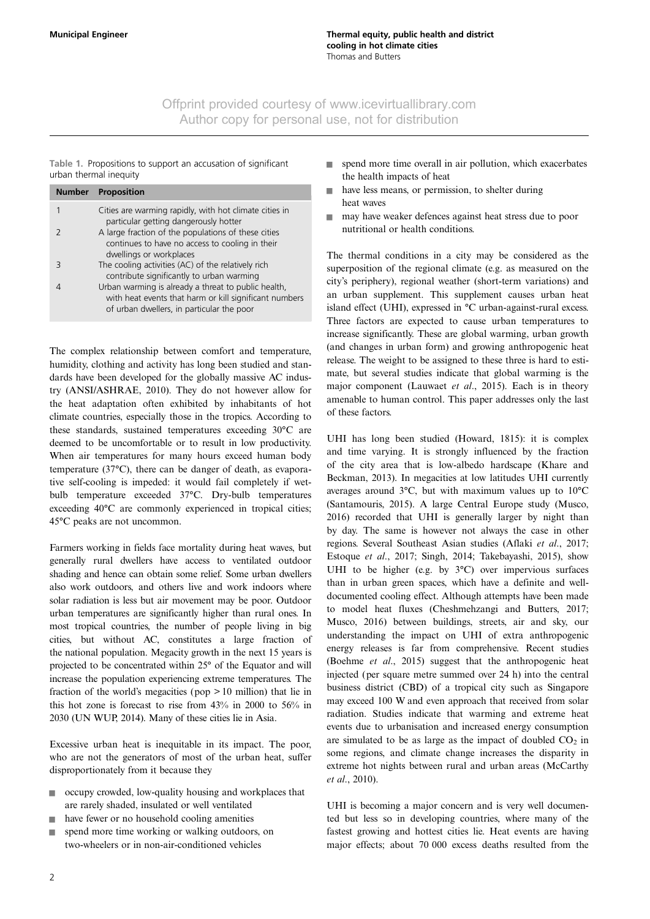Offprint provided courtesy of www.icevirtuallibrary.com
Author copy for personal use, not for distribution

Table 1. Propositions to support an accusation of significant urban thermal inequity

| Number | Proposition |
|---|---|
| 1 | Cities are warming rapidly, with hot climate cities in particular getting dangerously hotter |
| 2 | A large fraction of the populations of these cities continues to have no access to cooling in their dwellings or workplaces |
| 3 | The cooling activities (AC) of the relatively rich contribute significantly to urban warming |
| 4 | Urban warming is already a threat to public health, with heat events that harm or kill significant numbers of urban dwellers, in particular the poor |

The complex relationship between comfort and temperature, humidity, clothing and activity has long been studied and standards have been developed for the globally massive AC industry (ANSI/ASHRAE, 2010). They do not however allow for the heat adaptation often exhibited by inhabitants of hot climate countries, especially those in the tropics. According to these standards, sustained temperatures exceeding 30°C are deemed to be uncomfortable or to result in low productivity. When air temperatures for many hours exceed human body temperature (37°C), there can be danger of death, as evaporative self-cooling is impeded: it would fail completely if wet-bulb temperature exceeded 37°C. Dry-bulb temperatures exceeding 40°C are commonly experienced in tropical cities; 45°C peaks are not uncommon.

Farmers working in fields face mortality during heat waves, but generally rural dwellers have access to ventilated outdoor shading and hence can obtain some relief. Some urban dwellers also work outdoors, and others live and work indoors where solar radiation is less but air movement may be poor. Outdoor urban temperatures are significantly higher than rural ones. In most tropical countries, the number of people living in big cities, but without AC, constitutes a large fraction of the national population. Megacity growth in the next 15 years is projected to be concentrated within 25° of the Equator and will increase the population experiencing extreme temperatures. The fraction of the world's megacities (pop > 10 million) that lie in this hot zone is forecast to rise from 43% in 2000 to 56% in 2030 (UN WUP, 2014). Many of these cities lie in Asia.

Excessive urban heat is inequitable in its impact. The poor, who are not the generators of most of the urban heat, suffer disproportionately from it because they

- occupy crowded, low-quality housing and workplaces that are rarely shaded, insulated or well ventilated
- have fewer or no household cooling amenities
- spend more time working or walking outdoors, on two-wheelers or in non-air-conditioned vehicles
- spend more time overall in air pollution, which exacerbates the health impacts of heat
- have less means, or permission, to shelter during heat waves
- may have weaker defences against heat stress due to poor nutritional or health conditions.

The thermal conditions in a city may be considered as the superposition of the regional climate (e.g. as measured on the city's periphery), regional weather (short-term variations) and an urban supplement. This supplement causes urban heat island effect (UHI), expressed in °C urban-against-rural excess. Three factors are expected to cause urban temperatures to increase significantly. These are global warming, urban growth (and changes in urban form) and growing anthropogenic heat release. The weight to be assigned to these three is hard to estimate, but several studies indicate that global warming is the major component (Lauwaet *et al*., 2015). Each is in theory amenable to human control. This paper addresses only the last of these factors.

UHI has long been studied (Howard, 1815): it is complex and time varying. It is strongly influenced by the fraction of the city area that is low-albedo hardscape (Khare and Beckman, 2013). In megacities at low latitudes UHI currently averages around 3°C, but with maximum values up to 10°C (Santamouris, 2015). A large Central Europe study (Musco, 2016) recorded that UHI is generally larger by night than by day. The same is however not always the case in other regions. Several Southeast Asian studies (Aflaki *et al*., 2017; Estoque *et al*., 2017; Singh, 2014; Takebayashi, 2015), show UHI to be higher (e.g. by 3°C) over impervious surfaces than in urban green spaces, which have a definite and well-documented cooling effect. Although attempts have been made to model heat fluxes (Cheshmehzangi and Butters, 2017; Musco, 2016) between buildings, streets, air and sky, our understanding the impact on UHI of extra anthropogenic energy releases is far from comprehensive. Recent studies (Boehme *et al*., 2015) suggest that the anthropogenic heat injected (per square metre summed over 24 h) into the central business district (CBD) of a tropical city such as Singapore may exceed 100 W and even approach that received from solar radiation. Studies indicate that warming and extreme heat events due to urbanisation and increased energy consumption are simulated to be as large as the impact of doubled $CO_2$ in some regions, and climate change increases the disparity in extreme hot nights between rural and urban areas (McCarthy *et al*., 2010).

UHI is becoming a major concern and is very well documented but less so in developing countries, where many of the fastest growing and hottest cities lie. Heat events are having major effects; about 70 000 excess deaths resulted from the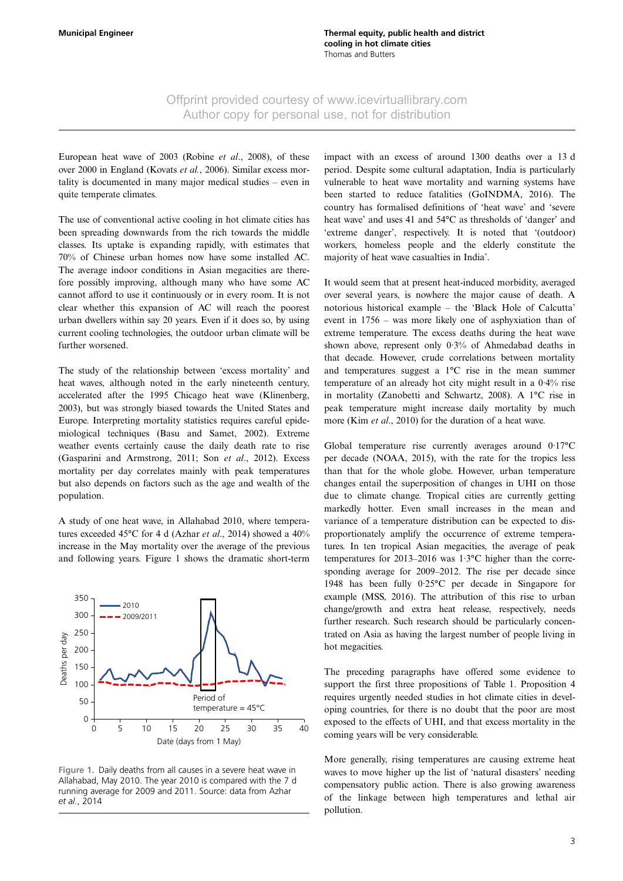European heat wave of 2003 (Robine *et al.*, 2008), of these over 2000 in England (Kovats *et al.*, 2006). Similar excess mortality is documented in many major medical studies – even in quite temperate climates.

The use of conventional active cooling in hot climate cities has been spreading downwards from the rich towards the middle classes. Its uptake is expanding rapidly, with estimates that 70% of Chinese urban homes now have some installed AC. The average indoor conditions in Asian megacities are therefore possibly improving, although many who have some AC cannot afford to use it continuously or in every room. It is not clear whether this expansion of AC will reach the poorest urban dwellers within say 20 years. Even if it does so, by using current cooling technologies, the outdoor urban climate will be further worsened.

The study of the relationship between 'excess mortality' and heat waves, although first noted in the early nineteenth century, accelerated after the 1995 Chicago heat wave (Klinenberg, 2003), but was strongly biased towards the United States and Europe. Interpreting mortality statistics requires careful epidemiological techniques (Basu and Samet, 2002). Extreme weather events certainly cause the daily death rate to rise (Gasparini and Armstrong, 2011; Son *et al.*, 2012). Excess mortality per day correlates mainly with peak temperatures but also depends on factors such as the age and wealth of the population.

A study of one heat wave, in Allahabad 2010, where temperatures exceeded 45°C for 4 d (Azhar *et al.*, 2014) showed a 40% increase in the May mortality over the average of the previous and following years. Figure 1 shows the dramatic short-term impact with an excess of around 1300 deaths over a 13 d period. Despite some cultural adaptation, India is particularly vulnerable to heat wave mortality and warning systems have been started to reduce fatalities (GoINDMA, 2016). The country has formalised definitions of 'heat wave' and 'severe heat wave' and uses 41 and 54°C as thresholds of 'danger' and 'extreme danger', respectively. It is noted that '(outdoor) workers, homeless people and the elderly constitute the majority of heat wave casualties in India'.

Figure 1. Daily deaths from all causes in a severe heat wave in Allahabad, May 2010. The year 2010 is compared with the 7 d running average for 2009 and 2011. Source: data from Azhar *et al.*, 2014

It would seem that at present heat-induced morbidity, averaged over several years, is nowhere the major cause of death. A notorious historical example – the 'Black Hole of Calcutta' event in 1756 – was more likely one of asphyxiation than of extreme temperature. The excess deaths during the heat wave shown above, represent only 0·3% of Ahmedabad deaths in that decade. However, crude correlations between mortality and temperatures suggest a 1°C rise in the mean summer temperature of an already hot city might result in a 0·4% rise in mortality (Zanobetti and Schwartz, 2008). A 1°C rise in peak temperature might increase daily mortality by much more (Kim *et al.*, 2010) for the duration of a heat wave.

Global temperature rise currently averages around 0·17°C per decade (NOAA, 2015), with the rate for the tropics less than that for the whole globe. However, urban temperature changes entail the superposition of changes in UHI on those due to climate change. Tropical cities are currently getting markedly hotter. Even small increases in the mean and variance of a temperature distribution can be expected to disproportionately amplify the occurrence of extreme temperatures. In ten tropical Asian megacities, the average of peak temperatures for 2013–2016 was 1·3°C higher than the corresponding average for 2009–2012. The rise per decade since 1948 has been fully 0·25°C per decade in Singapore for example (MSS, 2016). The attribution of this rise to urban change/growth and extra heat release, respectively, needs further research. Such research should be particularly concentrated on Asia as having the largest number of people living in hot megacities.

The preceding paragraphs have offered some evidence to support the first three propositions of Table 1. Proposition 4 requires urgently needed studies in hot climate cities in developing countries, for there is no doubt that the poor are most exposed to the effects of UHI, and that excess mortality in the coming years will be very considerable.

More generally, rising temperatures are causing extreme heat waves to move higher up the list of 'natural disasters' needing compensatory public action. There is also growing awareness of the linkage between high temperatures and lethal air pollution.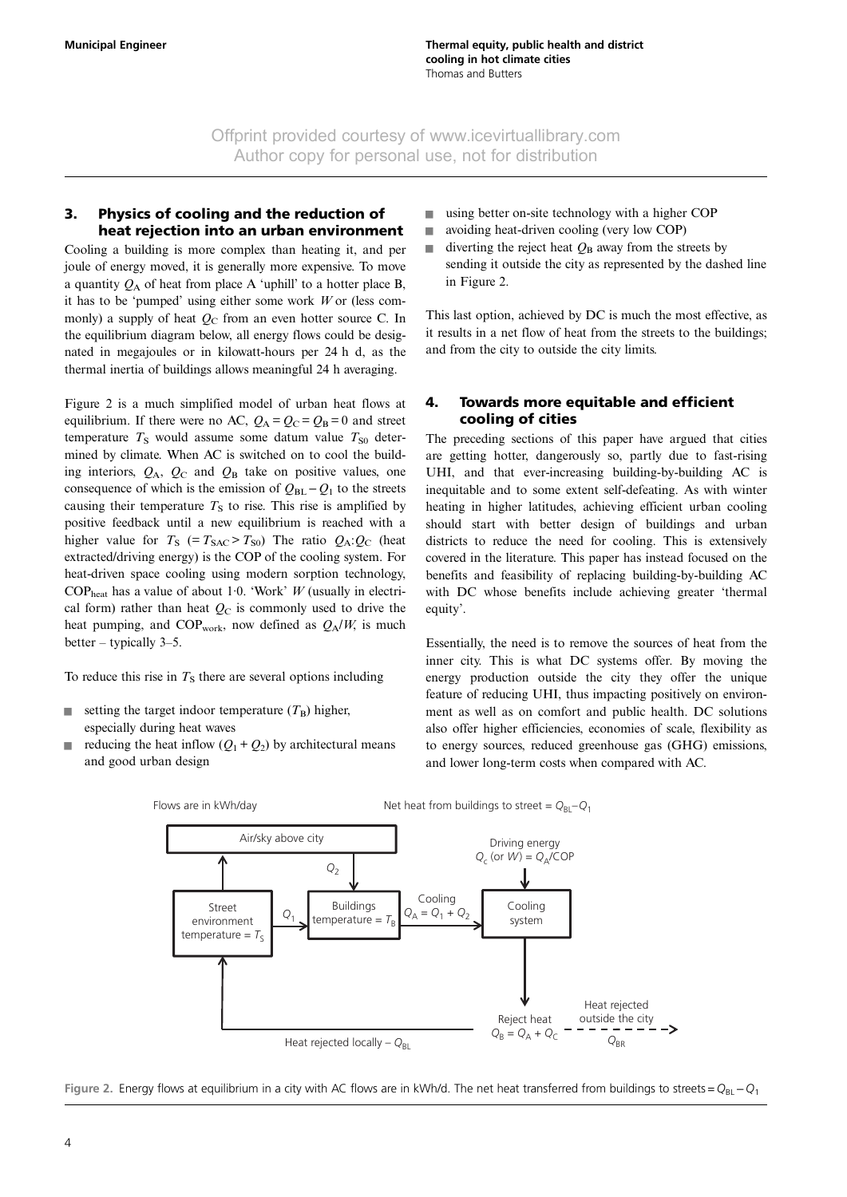## 3. Physics of cooling and the reduction of heat rejection into an urban environment

Cooling a building is more complex than heating it, and per joule of energy moved, it is generally more expensive. To move a quantity $Q_A$ of heat from place A 'uphill' to a hotter place B, it has to be 'pumped' using either some work $W$ or (less commonly) a supply of heat $Q_C$ from an even hotter source C. In the equilibrium diagram below, all energy flows could be designated in megajoules or in kilowatt-hours per 24 h d, as the thermal inertia of buildings allows meaningful 24 h averaging.

Figure 2 is a much simplified model of urban heat flows at equilibrium. If there were no AC, $Q_A = Q_C = Q_B = 0$ and street temperature $T_S$ would assume some datum value $T_{S0}$ determined by climate. When AC is switched on to cool the building interiors, $Q_A$, $Q_C$ and $Q_B$ take on positive values, one consequence of which is the emission of $Q_{BL} - Q_1$ to the streets causing their temperature $T_S$ to rise. This rise is amplified by positive feedback until a new equilibrium is reached with a higher value for $T_S$ ($= T_{SAC} > T_{S0}$) The ratio $Q_A$:$Q_C$ (heat extracted/driving energy) is the COP of the cooling system. For heat-driven space cooling using modern sorption technology, $COP_{heat}$ has a value of about 1·0. 'Work' $W$ (usually in electrical form) rather than heat $Q_C$ is commonly used to drive the heat pumping, and $COP_{work}$, now defined as $Q_A/W$, is much better – typically 3–5.

To reduce this rise in $T_S$ there are several options including

- setting the target indoor temperature ($T_B$) higher, especially during heat waves
- reducing the heat inflow ($Q_1 + Q_2$) by architectural means and good urban design
- using better on-site technology with a higher COP
- avoiding heat-driven cooling (very low COP)
- diverting the reject heat $Q_B$ away from the streets by sending it outside the city as represented by the dashed line in Figure 2.

This last option, achieved by DC is much the most effective, as it results in a net flow of heat from the streets to the buildings; and from the city to outside the city limits.

## 4. Towards more equitable and efficient cooling of cities

The preceding sections of this paper have argued that cities are getting hotter, dangerously so, partly due to fast-rising UHI, and that ever-increasing building-by-building AC is inequitable and to some extent self-defeating. As with winter heating in higher latitudes, achieving efficient urban cooling should start with better design of buildings and urban districts to reduce the need for cooling. This is extensively covered in the literature. This paper has instead focused on the benefits and feasibility of replacing building-by-building AC with DC whose benefits include achieving greater 'thermal equity'.

Essentially, the need is to remove the sources of heat from the inner city. This is what DC systems offer. By moving the energy production outside the city they offer the unique feature of reducing UHI, thus impacting positively on environment as well as on comfort and public health. DC solutions also offer higher efficiencies, economies of scale, flexibility as to energy sources, reduced greenhouse gas (GHG) emissions, and lower long-term costs when compared with AC.

Flows are in kWh/day

Net heat from buildings to street = $Q_{BL} - Q_1$

Air/sky above city

$Q_2$

Street environment temperature = $T_S$

$Q_1$

Buildings temperature = $T_B$

Cooling $Q_A = Q_1 + Q_2$

Driving energy $Q_C$ (or $W$) = $Q_A$/COP

Cooling system

Reject heat $Q_B = Q_A + Q_C$

Heat rejected outside the city $Q_{BR}$

Heat rejected locally – $Q_{BL}$

Figure 2. Energy flows at equilibrium in a city with AC flows are in kWh/d. The net heat transferred from buildings to streets = $Q_{BL} - Q_1$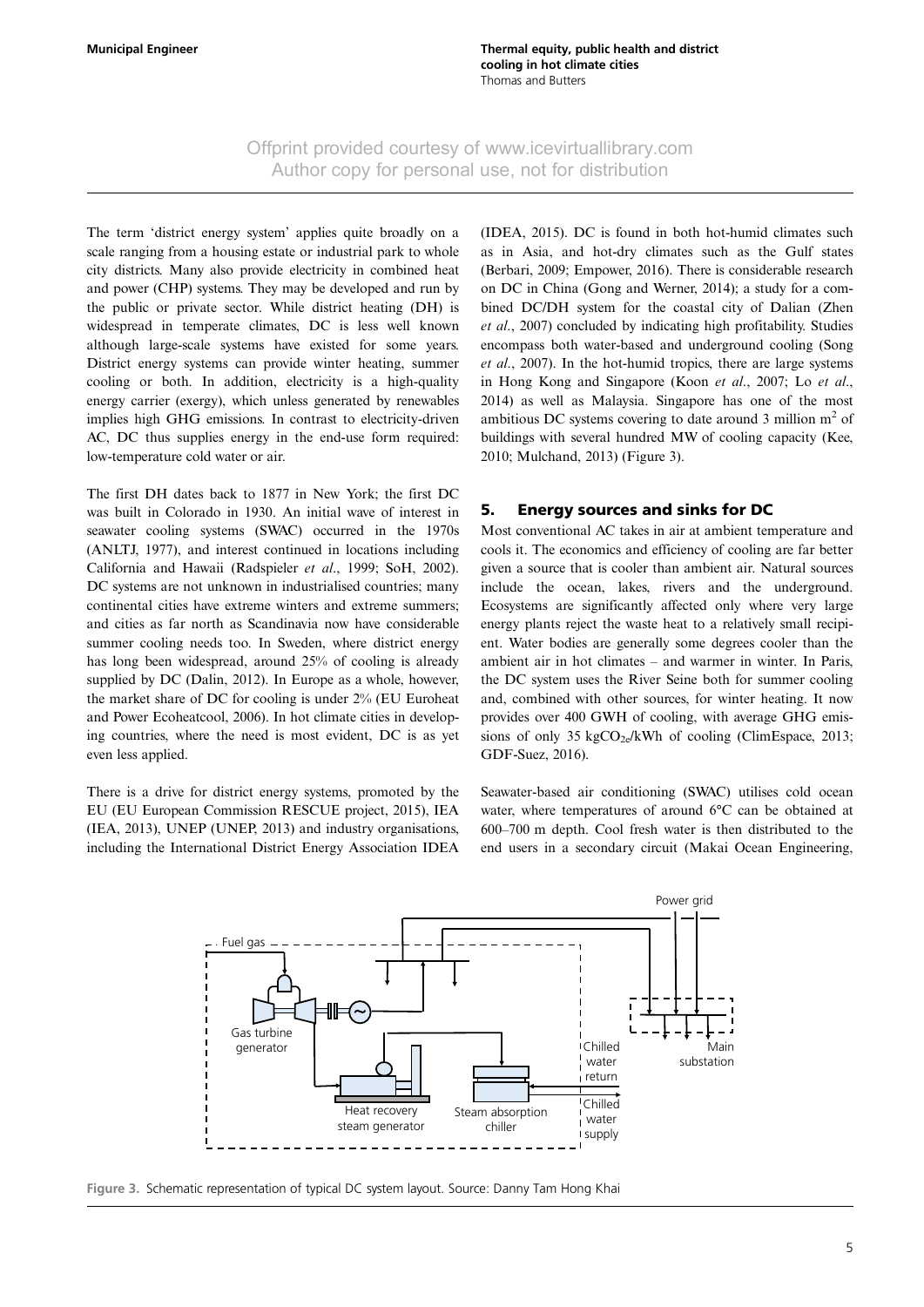The term 'district energy system' applies quite broadly on a scale ranging from a housing estate or industrial park to whole city districts. Many also provide electricity in combined heat and power (CHP) systems. They may be developed and run by the public or private sector. While district heating (DH) is widespread in temperate climates, DC is less well known although large-scale systems have existed for some years. District energy systems can provide winter heating, summer cooling or both. In addition, electricity is a high-quality energy carrier (exergy), which unless generated by renewables implies high GHG emissions. In contrast to electricity-driven AC, DC thus supplies energy in the end-use form required: low-temperature cold water or air.

The first DH dates back to 1877 in New York; the first DC was built in Colorado in 1930. An initial wave of interest in seawater cooling systems (SWAC) occurred in the 1970s (ANLTJ, 1977), and interest continued in locations including California and Hawaii (Radspieler *et al.*, 1999; SoH, 2002). DC systems are not unknown in industrialised countries; many continental cities have extreme winters and extreme summers; and cities as far north as Scandinavia now have considerable summer cooling needs too. In Sweden, where district energy has long been widespread, around 25% of cooling is already supplied by DC (Dalin, 2012). In Europe as a whole, however, the market share of DC for cooling is under 2% (EU Euroheat and Power Ecoheatcool, 2006). In hot climate cities in developing countries, where the need is most evident, DC is as yet even less applied.

There is a drive for district energy systems, promoted by the EU (EU European Commission RESCUE project, 2015), IEA (IEA, 2013), UNEP (UNEP, 2013) and industry organisations, including the International District Energy Association IDEA (IDEA, 2015). DC is found in both hot-humid climates such as in Asia, and hot-dry climates such as the Gulf states (Berbari, 2009; Empower, 2016). There is considerable research on DC in China (Gong and Werner, 2014); a study for a combined DC/DH system for the coastal city of Dalian (Zhen *et al.*, 2007) concluded by indicating high profitability. Studies encompass both water-based and underground cooling (Song *et al.*, 2007). In the hot-humid tropics, there are large systems in Hong Kong and Singapore (Koon *et al.*, 2007; Lo *et al.*, 2014) as well as Malaysia. Singapore has one of the most ambitious DC systems covering to date around 3 million $m^2$ of buildings with several hundred MW of cooling capacity (Kee, 2010; Mulchand, 2013) (Figure 3).

## 5. Energy sources and sinks for DC

Most conventional AC takes in air at ambient temperature and cools it. The economics and efficiency of cooling are far better given a source that is cooler than ambient air. Natural sources include the ocean, lakes, rivers and the underground. Ecosystems are significantly affected only where very large energy plants reject the waste heat to a relatively small recipient. Water bodies are generally some degrees cooler than the ambient air in hot climates – and warmer in winter. In Paris, the DC system uses the River Seine both for summer cooling and, combined with other sources, for winter heating. It now provides over 400 GWH of cooling, with average GHG emissions of only 35 $kgCO_{2e}/kWh$ of cooling (ClimEspace, 2013; GDF-Suez, 2016).

Seawater-based air conditioning (SWAC) utilises cold ocean water, where temperatures of around 6°C can be obtained at 600–700 m depth. Cool fresh water is then distributed to the end users in a secondary circuit (Makai Ocean Engineering,

Figure 3. Schematic representation of typical DC system layout. Source: Danny Tam Hong Khai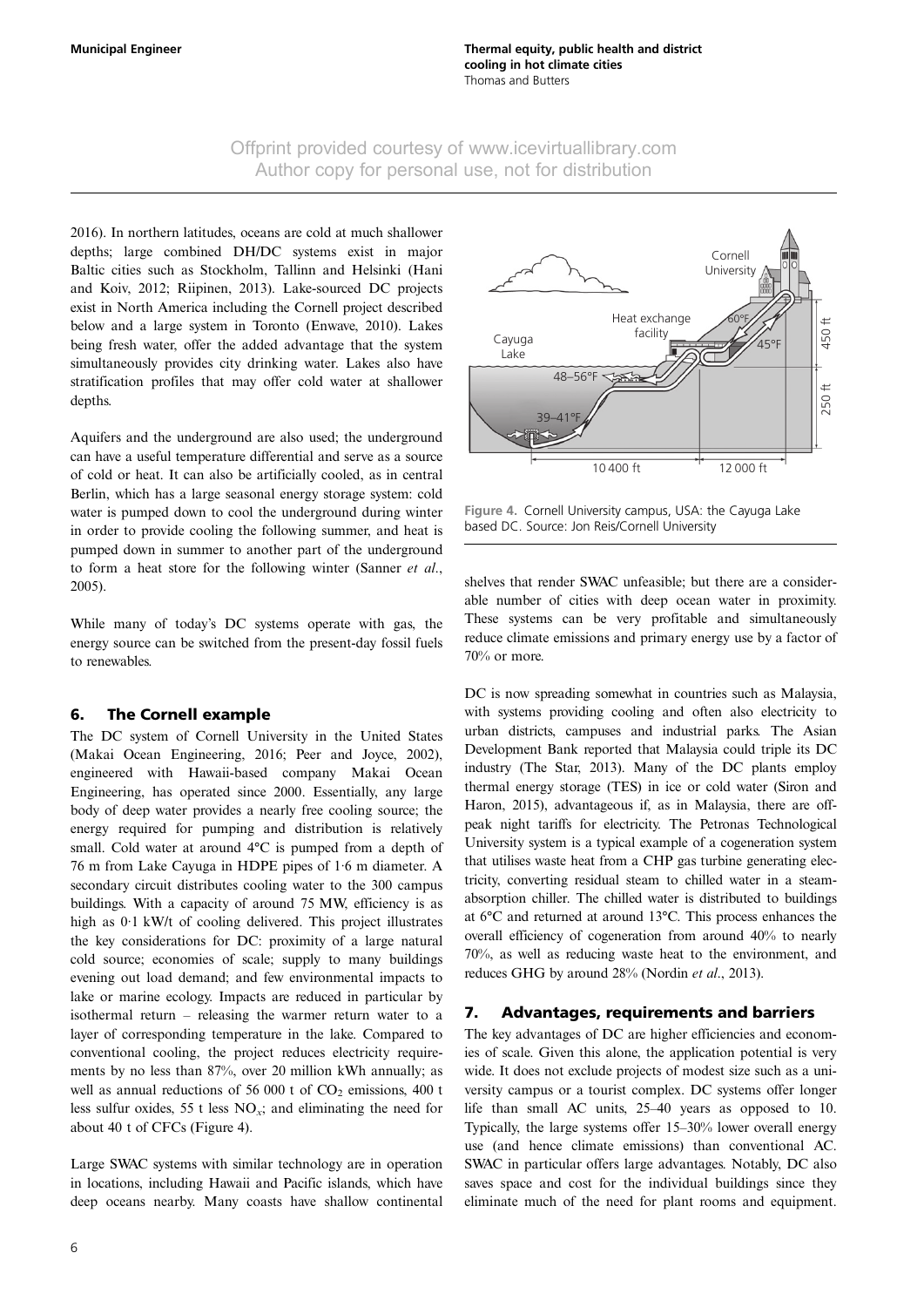2016). In northern latitudes, oceans are cold at much shallower depths; large combined DH/DC systems exist in major Baltic cities such as Stockholm, Tallinn and Helsinki (Hani and Koiv, 2012; Riipinen, 2013). Lake-sourced DC projects exist in North America including the Cornell project described below and a large system in Toronto (Enwave, 2010). Lakes being fresh water, offer the added advantage that the system simultaneously provides city drinking water. Lakes also have stratification profiles that may offer cold water at shallower depths.

Aquifers and the underground are also used; the underground can have a useful temperature differential and serve as a source of cold or heat. It can also be artificially cooled, as in central Berlin, which has a large seasonal energy storage system: cold water is pumped down to cool the underground during winter in order to provide cooling the following summer, and heat is pumped down in summer to another part of the underground to form a heat store for the following winter (Sanner *et al.*, 2005).

While many of today's DC systems operate with gas, the energy source can be switched from the present-day fossil fuels to renewables.

## 6. The Cornell example

The DC system of Cornell University in the United States (Makai Ocean Engineering, 2016; Peer and Joyce, 2002), engineered with Hawaii-based company Makai Ocean Engineering, has operated since 2000. Essentially, any large body of deep water provides a nearly free cooling source; the energy required for pumping and distribution is relatively small. Cold water at around 4°C is pumped from a depth of 76 m from Lake Cayuga in HDPE pipes of 1·6 m diameter. A secondary circuit distributes cooling water to the 300 campus buildings. With a capacity of around 75 MW, efficiency is as high as 0·1 kW/t of cooling delivered. This project illustrates the key considerations for DC: proximity of a large natural cold source; economies of scale; supply to many buildings evening out load demand; and few environmental impacts to lake or marine ecology. Impacts are reduced in particular by isothermal return – releasing the warmer return water to a layer of corresponding temperature in the lake. Compared to conventional cooling, the project reduces electricity requirements by no less than 87%, over 20 million kWh annually; as well as annual reductions of 56 000 t of $CO_2$ emissions, 400 t less sulfur oxides, 55 t less $NO_x$; and eliminating the need for about 40 t of CFCs (Figure 4).

Large SWAC systems with similar technology are in operation in locations, including Hawaii and Pacific islands, which have deep oceans nearby. Many coasts have shallow continental shelves that render SWAC unfeasible; but there are a considerable number of cities with deep ocean water in proximity. These systems can be very profitable and simultaneously reduce climate emissions and primary energy use by a factor of 70% or more.

Figure 4. Cornell University campus, USA: the Cayuga Lake based DC. Source: Jon Reis/Cornell University

DC is now spreading somewhat in countries such as Malaysia, with systems providing cooling and often also electricity to urban districts, campuses and industrial parks. The Asian Development Bank reported that Malaysia could triple its DC industry (The Star, 2013). Many of the DC plants employ thermal energy storage (TES) in ice or cold water (Siron and Haron, 2015), advantageous if, as in Malaysia, there are off-peak night tariffs for electricity. The Petronas Technological University system is a typical example of a cogeneration system that utilises waste heat from a CHP gas turbine generating electricity, converting residual steam to chilled water in a steam-absorption chiller. The chilled water is distributed to buildings at 6°C and returned at around 13°C. This process enhances the overall efficiency of cogeneration from around 40% to nearly 70%, as well as reducing waste heat to the environment, and reduces GHG by around 28% (Nordin *et al.*, 2013).

## 7. Advantages, requirements and barriers

The key advantages of DC are higher efficiencies and economies of scale. Given this alone, the application potential is very wide. It does not exclude projects of modest size such as a university campus or a tourist complex. DC systems offer longer life than small AC units, 25–40 years as opposed to 10. Typically, the large systems offer 15–30% lower overall energy use (and hence climate emissions) than conventional AC. SWAC in particular offers large advantages. Notably, DC also saves space and cost for the individual buildings since they eliminate much of the need for plant rooms and equipment.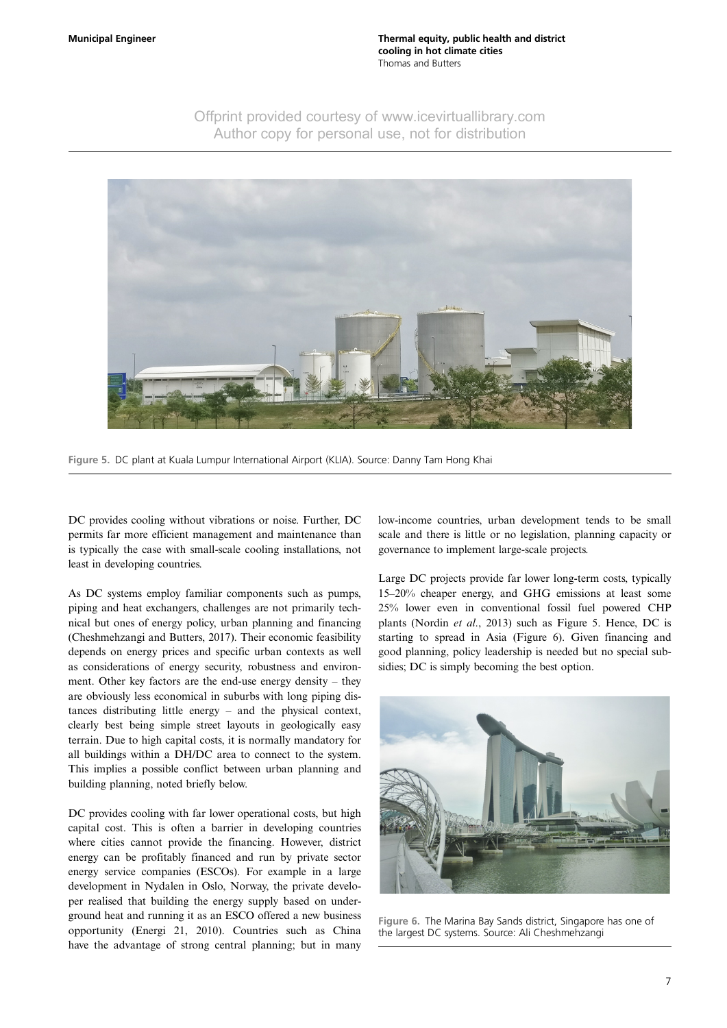Figure 5. DC plant at Kuala Lumpur International Airport (KLIA). Source: Danny Tam Hong Khai

DC provides cooling without vibrations or noise. Further, DC permits far more efficient management and maintenance than is typically the case with small-scale cooling installations, not least in developing countries.

As DC systems employ familiar components such as pumps, piping and heat exchangers, challenges are not primarily technical but ones of energy policy, urban planning and financing (Cheshmehzangi and Butters, 2017). Their economic feasibility depends on energy prices and specific urban contexts as well as considerations of energy security, robustness and environment. Other key factors are the end-use energy density – they are obviously less economical in suburbs with long piping distances distributing little energy – and the physical context, clearly best being simple street layouts in geologically easy terrain. Due to high capital costs, it is normally mandatory for all buildings within a DH/DC area to connect to the system. This implies a possible conflict between urban planning and building planning, noted briefly below.

DC provides cooling with far lower operational costs, but high capital cost. This is often a barrier in developing countries where cities cannot provide the financing. However, district energy can be profitably financed and run by private sector energy service companies (ESCOs). For example in a large development in Nydalen in Oslo, Norway, the private developer realised that building the energy supply based on underground heat and running it as an ESCO offered a new business opportunity (Energi 21, 2010). Countries such as China have the advantage of strong central planning; but in many low-income countries, urban development tends to be small scale and there is little or no legislation, planning capacity or governance to implement large-scale projects.

Large DC projects provide far lower long-term costs, typically 15–20% cheaper energy, and GHG emissions at least some 25% lower even in conventional fossil fuel powered CHP plants (Nordin *et al*., 2013) such as Figure 5. Hence, DC is starting to spread in Asia (Figure 6). Given financing and good planning, policy leadership is needed but no special subsidies; DC is simply becoming the best option.

Figure 6. The Marina Bay Sands district, Singapore has one of the largest DC systems. Source: Ali Cheshmehzangi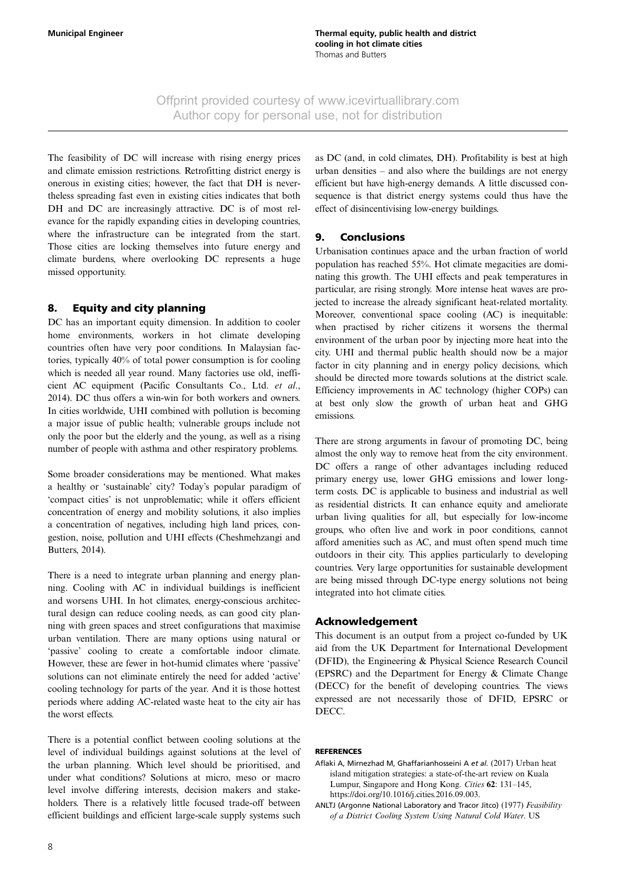The feasibility of DC will increase with rising energy prices and climate emission restrictions. Retrofitting district energy is onerous in existing cities; however, the fact that DH is nevertheless spreading fast even in existing cities indicates that both DH and DC are increasingly attractive. DC is of most relevance for the rapidly expanding cities in developing countries, where the infrastructure can be integrated from the start. Those cities are locking themselves into future energy and climate burdens, where overlooking DC represents a huge missed opportunity.

## 8. Equity and city planning

DC has an important equity dimension. In addition to cooler home environments, workers in hot climate developing countries often have very poor conditions. In Malaysian factories, typically 40% of total power consumption is for cooling which is needed all year round. Many factories use old, inefficient AC equipment (Pacific Consultants Co., Ltd. *et al*., 2014). DC thus offers a win-win for both workers and owners. In cities worldwide, UHI combined with pollution is becoming a major issue of public health; vulnerable groups include not only the poor but the elderly and the young, as well as a rising number of people with asthma and other respiratory problems.

Some broader considerations may be mentioned. What makes a healthy or 'sustainable' city? Today's popular paradigm of 'compact cities' is not unproblematic; while it offers efficient concentration of energy and mobility solutions, it also implies a concentration of negatives, including high land prices, congestion, noise, pollution and UHI effects (Cheshmehzangi and Butters, 2014).

There is a need to integrate urban planning and energy planning. Cooling with AC in individual buildings is inefficient and worsens UHI. In hot climates, energy-conscious architectural design can reduce cooling needs, as can good city planning with green spaces and street configurations that maximise urban ventilation. There are many options using natural or 'passive' cooling to create a comfortable indoor climate. However, these are fewer in hot-humid climates where 'passive' solutions can not eliminate entirely the need for added 'active' cooling technology for parts of the year. And it is those hottest periods where adding AC-related waste heat to the city air has the worst effects.

There is a potential conflict between cooling solutions at the level of individual buildings against solutions at the level of the urban planning. Which level should be prioritised, and under what conditions? Solutions at micro, meso or macro level involve differing interests, decision makers and stakeholders. There is a relatively little focused trade-off between efficient buildings and efficient large-scale supply systems such as DC (and, in cold climates, DH). Profitability is best at high urban densities – and also where the buildings are not energy efficient but have high-energy demands. A little discussed consequence is that district energy systems could thus have the effect of disincentivising low-energy buildings.

## 9. Conclusions

Urbanisation continues apace and the urban fraction of world population has reached 55%. Hot climate megacities are dominating this growth. The UHI effects and peak temperatures in particular, are rising strongly. More intense heat waves are projected to increase the already significant heat-related mortality. Moreover, conventional space cooling (AC) is inequitable: when practised by richer citizens it worsens the thermal environment of the urban poor by injecting more heat into the city. UHI and thermal public health should now be a major factor in city planning and in energy policy decisions, which should be directed more towards solutions at the district scale. Efficiency improvements in AC technology (higher COPs) can at best only slow the growth of urban heat and GHG emissions.

There are strong arguments in favour of promoting DC, being almost the only way to remove heat from the city environment. DC offers a range of other advantages including reduced primary energy use, lower GHG emissions and lower long-term costs. DC is applicable to business and industrial as well as residential districts. It can enhance equity and ameliorate urban living qualities for all, but especially for low-income groups, who often live and work in poor conditions, cannot afford amenities such as AC, and must often spend much time outdoors in their city. This applies particularly to developing countries. Very large opportunities for sustainable development are being missed through DC-type energy solutions not being integrated into hot climate cities.

## Acknowledgement

This document is an output from a project co-funded by UK aid from the UK Department for International Development (DFID), the Engineering & Physical Science Research Council (EPSRC) and the Department for Energy & Climate Change (DECC) for the benefit of developing countries. The views expressed are not necessarily those of DFID, EPSRC or DECC.

### REFERENCES

Aflaki A, Mirnezhad M, Ghaffarianhosseini A *et al.* (2017) Urban heat island mitigation strategies: a state-of-the-art review on Kuala Lumpur, Singapore and Hong Kong. *Cities* **62**: 131–145, https://doi.org/10.1016/j.cities.2016.09.003.

ANLTJ (Argonne National Laboratory and Tracor Jitco) (1977) *Feasibility of a District Cooling System Using Natural Cold Water*. US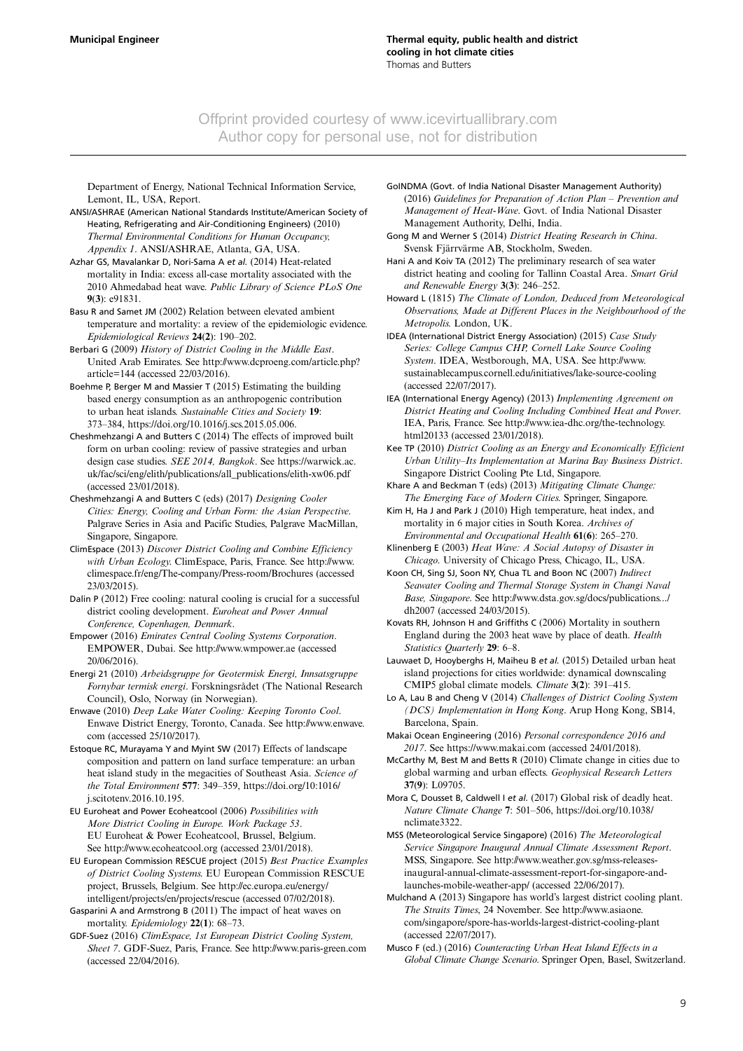Department of Energy, National Technical Information Service, Lemont, IL, USA, Report.

ANSI/ASHRAE (American National Standards Institute/American Society of Heating, Refrigerating and Air-Conditioning Engineers) (2010) *Thermal Environmental Conditions for Human Occupancy, Appendix 1*. ANSI/ASHRAE, Atlanta, GA, USA.

Azhar GS, Mavalankar D, Nori-Sama A *et al.* (2014) Heat-related mortality in India: excess all-case mortality associated with the 2010 Ahmedabad heat wave. *Public Library of Science PLoS One* **9**(**3**): e91831.

Basu R and Samet JM (2002) Relation between elevated ambient temperature and mortality: a review of the epidemiologic evidence. *Epidemiological Reviews* **24**(**2**): 190–202.

Berbari G (2009) *History of District Cooling in the Middle East*. United Arab Emirates. See http://www.dcproeng.com/article.php?article=144 (accessed 22/03/2016).

Boehme P, Berger M and Massier T (2015) Estimating the building based energy consumption as an anthropogenic contribution to urban heat islands. *Sustainable Cities and Society* **19**: 373–384, https://doi.org/10.1016/j.scs.2015.05.006.

Cheshmehzangi A and Butters C (2014) The effects of improved built form on urban cooling: review of passive strategies and urban design case studies. *SEE 2014, Bangkok*. See https://warwick.ac.uk/fac/sci/eng/elith/publications/all_publications/elith-xw06.pdf (accessed 23/01/2018).

Cheshmehzangi A and Butters C (eds) (2017) *Designing Cooler Cities: Energy, Cooling and Urban Form: the Asian Perspective*. Palgrave Series in Asia and Pacific Studies, Palgrave MacMillan, Singapore, Singapore.

ClimEspace (2013) *Discover District Cooling and Combine Efficiency with Urban Ecology*. ClimEspace, Paris, France. See http://www.climespace.fr/eng/The-company/Press-room/Brochures (accessed 23/03/2015).

Dalin P (2012) Free cooling: natural cooling is crucial for a successful district cooling development. *Euroheat and Power Annual Conference, Copenhagen, Denmark*.

Empower (2016) *Emirates Central Cooling Systems Corporation*. EMPOWER, Dubai. See http://www.wmpower.ae (accessed 20/06/2016).

Energi 21 (2010) *Arbeidsgruppe for Geotermisk Energi, Innsatsgruppe Fornybar termisk energi*. Forskningsrådet (The National Research Council), Oslo, Norway (in Norwegian).

Enwave (2010) *Deep Lake Water Cooling: Keeping Toronto Cool*. Enwave District Energy, Toronto, Canada. See http://www.enwave.com (accessed 25/10/2017).

Estoque RC, Murayama Y and Myint SW (2017) Effects of landscape composition and pattern on land surface temperature: an urban heat island study in the megacities of Southeast Asia. *Science of the Total Environment* **577**: 349–359, https://doi.org/10:1016/j.scitotenv.2016.10.195.

EU Euroheat and Power Ecoheatcool (2006) *Possibilities with More District Cooling in Europe. Work Package 53*. EU Euroheat & Power Ecoheatcool, Brussel, Belgium. See http://www.ecoheatcool.org (accessed 23/01/2018).

EU European Commission RESCUE project (2015) *Best Practice Examples of District Cooling Systems*. EU European Commission RESCUE project, Brussels, Belgium. See http://ec.europa.eu/energy/intelligent/projects/en/projects/rescue (accessed 07/02/2018).

Gasparini A and Armstrong B (2011) The impact of heat waves on mortality. *Epidemiology* **22**(**1**): 68–73.

GDF-Suez (2016) *ClimEspace, 1st European District Cooling System, Sheet 7*. GDF-Suez, Paris, France. See http://www.paris-green.com (accessed 22/04/2016).

GoINDMA (Govt. of India National Disaster Management Authority) (2016) *Guidelines for Preparation of Action Plan – Prevention and Management of Heat-Wave*. Govt. of India National Disaster Management Authority, Delhi, India.

Gong M and Werner S (2014) *District Heating Research in China*. Svensk Fjärrvärme AB, Stockholm, Sweden.

Hani A and Koiv TA (2012) The preliminary research of sea water district heating and cooling for Tallinn Coastal Area. *Smart Grid and Renewable Energy* **3**(**3**): 246–252.

Howard L (1815) *The Climate of London, Deduced from Meteorological Observations, Made at Different Places in the Neighbourhood of the Metropolis*. London, UK.

IDEA (International District Energy Association) (2015) *Case Study Series: College Campus CHP, Cornell Lake Source Cooling System*. IDEA, Westborough, MA, USA. See http://www.sustainablecampus.cornell.edu/initiatives/lake-source-cooling (accessed 22/07/2017).

IEA (International Energy Agency) (2013) *Implementing Agreement on District Heating and Cooling Including Combined Heat and Power*. IEA, Paris, France. See http://www.iea-dhc.org/the-technology.html20133 (accessed 23/01/2018).

Kee TP (2010) *District Cooling as an Energy and Economically Efficient Urban Utility–Its Implementation at Marina Bay Business District*. Singapore District Cooling Pte Ltd, Singapore.

Khare A and Beckman T (eds) (2013) *Mitigating Climate Change: The Emerging Face of Modern Cities*. Springer, Singapore.

Kim H, Ha J and Park J (2010) High temperature, heat index, and mortality in 6 major cities in South Korea. *Archives of Environmental and Occupational Health* **61**(**6**): 265–270.

Klinenberg E (2003) *Heat Wave: A Social Autopsy of Disaster in Chicago*. University of Chicago Press, Chicago, IL, USA.

Koon CH, Sing SJ, Soon NY, Chua TL and Boon NC (2007) *Indirect Seawater Cooling and Thermal Storage System in Changi Naval Base, Singapore*. See http://www.dsta.gov.sg/docs/publications.../dh2007 (accessed 24/03/2015).

Kovats RH, Johnson H and Griffiths C (2006) Mortality in southern England during the 2003 heat wave by place of death. *Health Statistics Quarterly* **29**: 6–8.

Lauwaet D, Hooyberghs H, Maiheu B *et al.* (2015) Detailed urban heat island projections for cities worldwide: dynamical downscaling CMIP5 global climate models. *Climate* **3**(**2**): 391–415.

Lo A, Lau B and Cheng V (2014) *Challenges of District Cooling System (DCS) Implementation in Hong Kong*. Arup Hong Kong, SB14, Barcelona, Spain.

Makai Ocean Engineering (2016) *Personal correspondence 2016 and 2017*. See https://www.makai.com (accessed 24/01/2018).

McCarthy M, Best M and Betts R (2010) Climate change in cities due to global warming and urban effects. *Geophysical Research Letters* **37**(**9**): L09705.

Mora C, Dousset B, Caldwell I *et al.* (2017) Global risk of deadly heat. *Nature Climate Change* **7**: 501–506, https://doi.org/10.1038/nclimate3322.

MSS (Meteorological Service Singapore) (2016) *The Meteorological Service Singapore Inaugural Annual Climate Assessment Report*. MSS, Singapore. See http://www.weather.gov.sg/mss-releases-inaugural-annual-climate-assessment-report-for-singapore-and-launches-mobile-weather-app/ (accessed 22/06/2017).

Mulchand A (2013) Singapore has world's largest district cooling plant. *The Straits Times*, 24 November. See http://www.asiaone.com/singapore/spore-has-worlds-largest-district-cooling-plant (accessed 22/07/2017).

Musco F (ed.) (2016) *Counteracting Urban Heat Island Effects in a Global Climate Change Scenario*. Springer Open, Basel, Switzerland.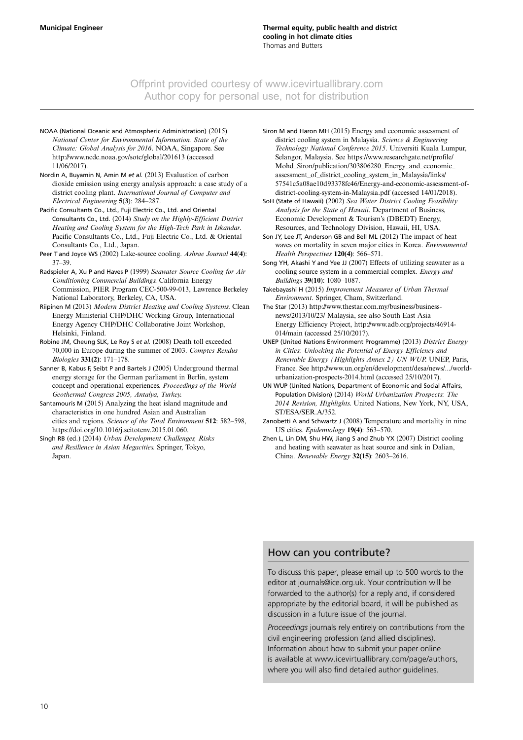Offprint provided courtesy of www.icevirtuallibrary.com
Author copy for personal use, not for distribution

NOAA (National Oceanic and Atmospheric Administration) (2015) *National Center for Environmental Information. State of the Climate: Global Analysis for 2016*. NOAA, Singapore. See http://www.ncdc.noaa.gov/sotc/global/201613 (accessed 11/06/2017).

Nordin A, Buyamin N, Amin M *et al.* (2013) Evaluation of carbon dioxide emission using energy analysis approach: a case study of a district cooling plant. *International Journal of Computer and Electrical Engineering* **5(3)**: 284–287.

Pacific Consultants Co., Ltd., Fuji Electric Co., Ltd. and Oriental Consultants Co., Ltd. (2014) *Study on the Highly-Efficient District Heating and Cooling System for the High-Tech Park in Iskandar*. Pacific Consultants Co., Ltd., Fuji Electric Co., Ltd. & Oriental Consultants Co., Ltd., Japan.

Peer T and Joyce WS (2002) Lake-source cooling. *Ashrae Journal* **44(4)**: 37–39.

Radspieler A, Xu P and Haves P (1999) *Seawater Source Cooling for Air Conditioning Commercial Buildings*. California Energy Commission, PIER Program CEC-500-99-013, Lawrence Berkeley National Laboratory, Berkeley, CA, USA.

Riipinen M (2013) *Modern District Heating and Cooling Systems*. Clean Energy Ministerial CHP/DHC Working Group, International Energy Agency CHP/DHC Collaborative Joint Workshop, Helsinki, Finland.

Robine JM, Cheung SLK, Le Roy S *et al.* (2008) Death toll exceeded 70,000 in Europe during the summer of 2003. *Comptes Rendus Biologies* **331(2)**: 171–178.

Sanner B, Kabus F, Seibt P and Bartels J (2005) Underground thermal energy storage for the German parliament in Berlin, system concept and operational experiences. *Proceedings of the World Geothermal Congress 2005, Antalya, Turkey*.

Santamouris M (2015) Analyzing the heat island magnitude and characteristics in one hundred Asian and Australian cities and regions. *Science of the Total Environment* **512**: 582–598, https://doi.org/10.1016/j.scitotenv.2015.01.060.

Singh RB (ed.) (2014) *Urban Development Challenges, Risks and Resilience in Asian Megacities*. Springer, Tokyo, Japan.

Siron M and Haron MH (2015) Energy and economic assessment of district cooling system in Malaysia. *Science & Engineering Technology National Conference 2015*. Universiti Kuala Lumpur, Selangor, Malaysia. See https://www.researchgate.net/profile/Mohd_Siron/publication/303806280_Energy_and_economic_assessment_of_district_cooling_system_in_Malaysia/links/57541c5a08ae10d93378fc46/Energy-and-economic-assessment-of-district-cooling-system-in-Malaysia.pdf (accessed 14/01/2018).

SoH (State of Hawaii) (2002) *Sea Water District Cooling Feasibility Analysis for the State of Hawaii*. Department of Business, Economic Development & Tourism's (DBEDT) Energy, Resources, and Technology Division, Hawaii, HI, USA.

Son JY, Lee JT, Anderson GB and Bell ML (2012) The impact of heat waves on mortality in seven major cities in Korea. *Environmental Health Perspectives* **120(4)**: 566–571.

Song YH, Akashi Y and Yee JJ (2007) Effects of utilizing seawater as a cooling source system in a commercial complex. *Energy and Buildings* **39(10)**: 1080–1087.

Takebayashi H (2015) *Improvement Measures of Urban Thermal Environment*. Springer, Cham, Switzerland.

The Star (2013) http://www.thestar.com.my/business/business-news/2013/10/23/ Malaysia, see also South East Asia Energy Efficiency Project, http://www.adb.org/projects/46914-014/main (accessed 25/10/2017).

UNEP (United Nations Environment Programme) (2013) *District Energy in Cities: Unlocking the Potential of Energy Efficiency and Renewable Energy (Highlights Annex 2) UN WUP*. UNEP, Paris, France. See http://www.un.org/en/development/desa/news/.../world-urbanization-prospects-2014.html (accessed 25/10/2017).

UN WUP (United Nations, Department of Economic and Social Affairs, Population Division) (2014) *World Urbanization Prospects: The 2014 Revision, Highlights*. United Nations, New York, NY, USA, ST/ESA/SER.A/352.

Zanobetti A and Schwartz J (2008) Temperature and mortality in nine US cities. *Epidemiology* **19(4)**: 563–570.

Zhen L, Lin DM, Shu HW, Jiang S and Zhub YX (2007) District cooling and heating with seawater as heat source and sink in Dalian, China. *Renewable Energy* **32(15)**: 2603–2616.

## How can you contribute?

To discuss this paper, please email up to 500 words to the editor at journals@ice.org.uk. Your contribution will be forwarded to the author(s) for a reply and, if considered appropriate by the editorial board, it will be published as discussion in a future issue of the journal.

*Proceedings* journals rely entirely on contributions from the civil engineering profession (and allied disciplines). Information about how to submit your paper online is available at www.icevirtuallibrary.com/page/authors, where you will also find detailed author guidelines.